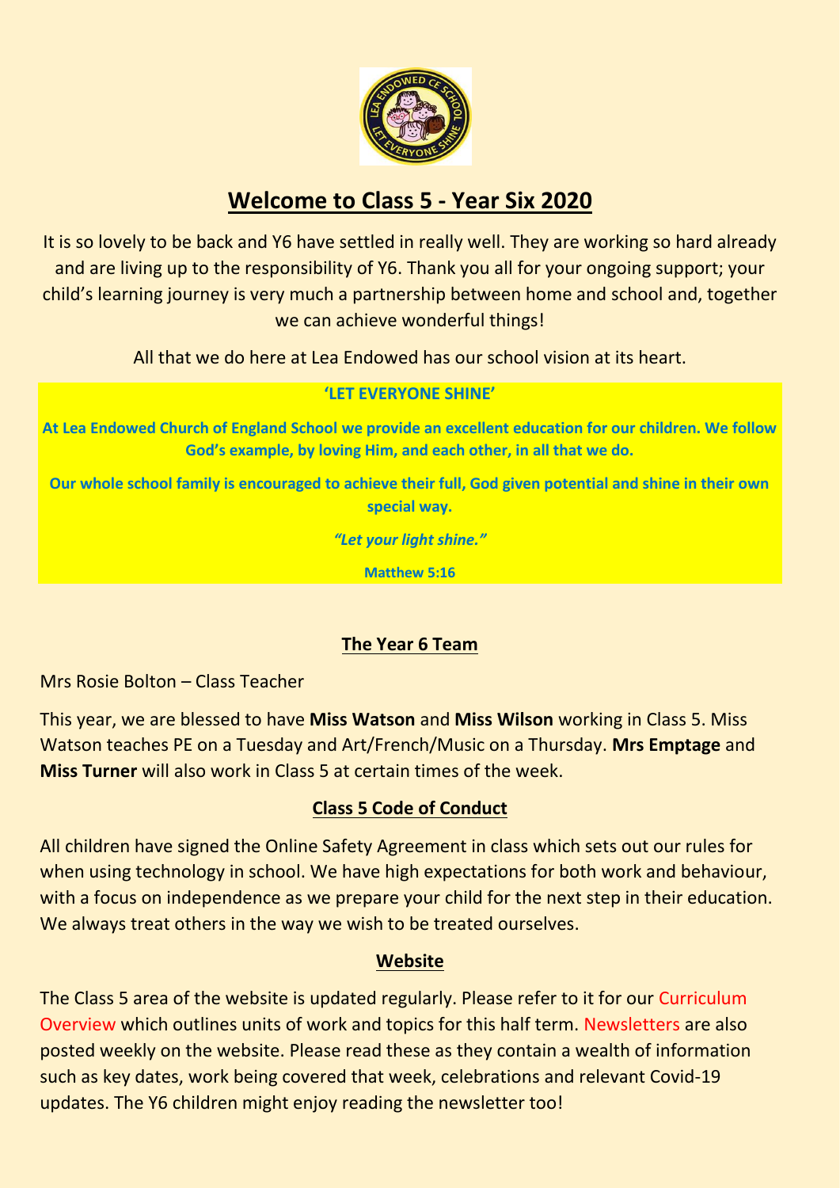# Welcome to Class 5 - Year Six 2020

It is so lovely to be back and Y6 have settled in really well. They are working so hard already and are living up to the responsibility of Y6. Thank you all for your ongoing support; your child's learning journey is very much a partnership between home and school and, together we can achieve wonderful things!

All that we do here at Lea Endowed has our school vision at its heart.

**'LET EVERYONE SHINE'**

**At Lea Endowed Church of England School we provide an excellent education for our children. We follow God's example, by loving Him, and each other, in all that we do.**

**Our whole school family is encouraged to achieve their full, God given potential and shine in their own special way.**

***"Let your light shine."***

**Matthew 5:16**

## The Year 6 Team

Mrs Rosie Bolton – Class Teacher

This year, we are blessed to have **Miss Watson** and **Miss Wilson** working in Class 5. Miss Watson teaches PE on a Tuesday and Art/French/Music on a Thursday. **Mrs Emptage** and **Miss Turner** will also work in Class 5 at certain times of the week.

## Class 5 Code of Conduct

All children have signed the Online Safety Agreement in class which sets out our rules for when using technology in school. We have high expectations for both work and behaviour, with a focus on independence as we prepare your child for the next step in their education. We always treat others in the way we wish to be treated ourselves.

## Website

The Class 5 area of the website is updated regularly. Please refer to it for our Curriculum Overview which outlines units of work and topics for this half term. Newsletters are also posted weekly on the website. Please read these as they contain a wealth of information such as key dates, work being covered that week, celebrations and relevant Covid-19 updates. The Y6 children might enjoy reading the newsletter too!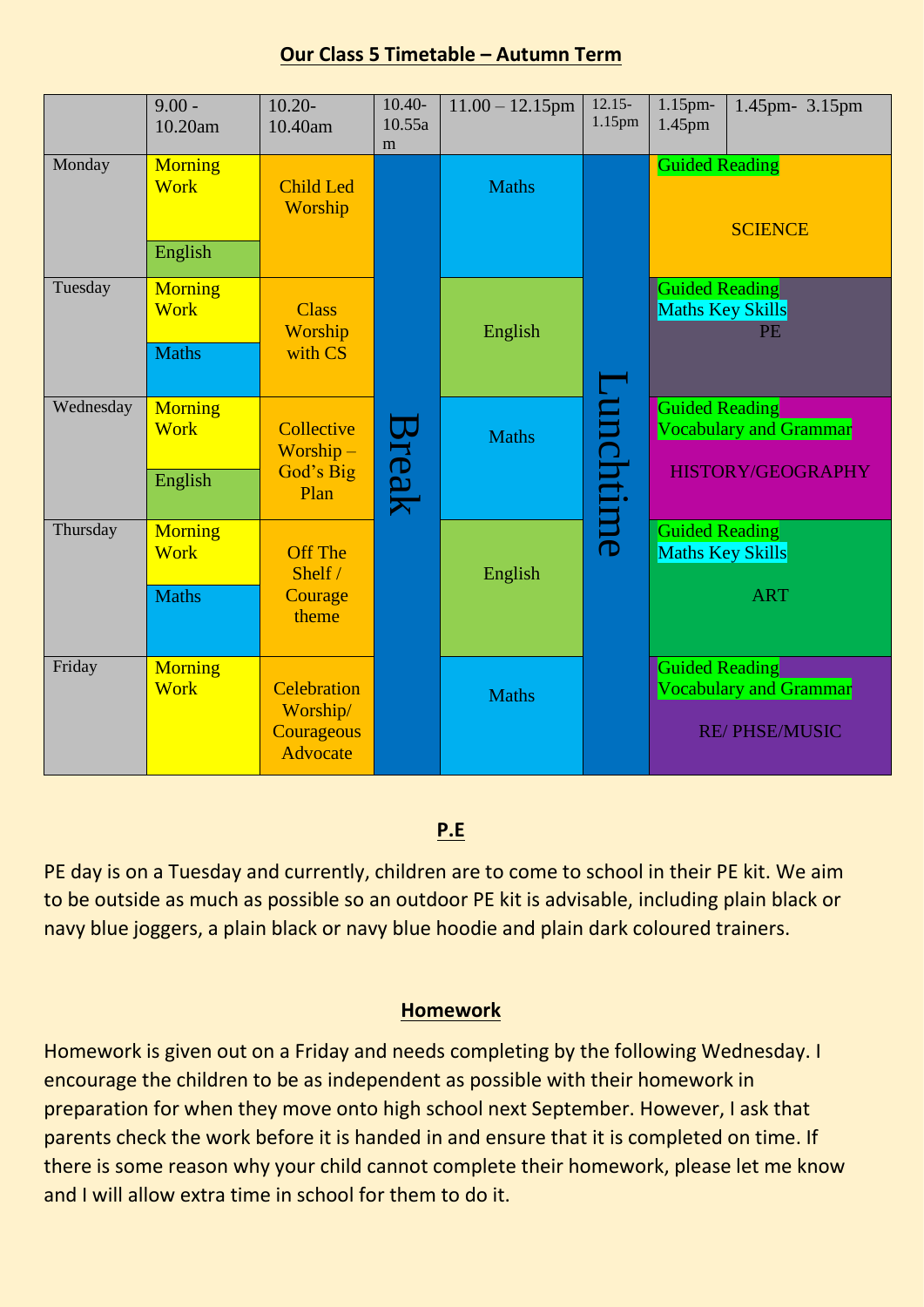**Our Class 5 Timetable – Autumn Term**

| | 9.00 - 10.20am | 10.20-10.40am | 10.40-10.55am | 11.00 – 12.15pm | 12.15-1.15pm | 1.15pm-1.45pm | 1.45pm- 3.15pm |
|---|---|---|---|---|---|---|---|
| Monday | Morning Work<br>English | Child Led Worship | Break | Maths | Lunchtime | Guided Reading<br>SCIENCE | |
| Tuesday | Morning Work<br>Maths | Class Worship with CS | Break | English | Lunchtime | Guided Reading<br>Maths Key Skills<br>PE | |
| Wednesday | Morning Work<br>English | Collective Worship – God's Big Plan | Break | Maths | Lunchtime | Guided Reading<br>Vocabulary and Grammar<br>HISTORY/GEOGRAPHY | |
| Thursday | Morning Work<br>Maths | Off The Shelf / Courage theme | Break | English | Lunchtime | Guided Reading<br>Maths Key Skills<br>ART | |
| Friday | Morning Work | Celebration Worship/ Courageous Advocate | Break | Maths | Lunchtime | Guided Reading<br>Vocabulary and Grammar<br>RE/ PHSE/MUSIC | |

**P.E**

PE day is on a Tuesday and currently, children are to come to school in their PE kit. We aim to be outside as much as possible so an outdoor PE kit is advisable, including plain black or navy blue joggers, a plain black or navy blue hoodie and plain dark coloured trainers.

**Homework**

Homework is given out on a Friday and needs completing by the following Wednesday. I encourage the children to be as independent as possible with their homework in preparation for when they move onto high school next September. However, I ask that parents check the work before it is handed in and ensure that it is completed on time. If there is some reason why your child cannot complete their homework, please let me know and I will allow extra time in school for them to do it.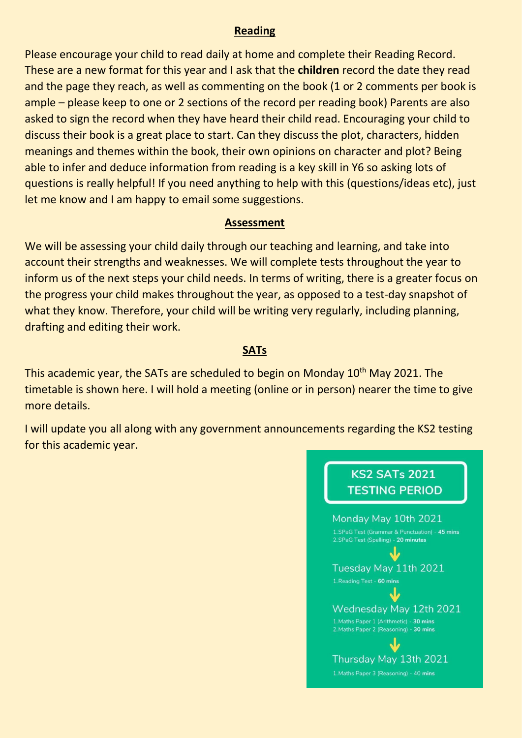## Reading

Please encourage your child to read daily at home and complete their Reading Record. These are a new format for this year and I ask that the **children** record the date they read and the page they reach, as well as commenting on the book (1 or 2 comments per book is ample – please keep to one or 2 sections of the record per reading book) Parents are also asked to sign the record when they have heard their child read. Encouraging your child to discuss their book is a great place to start. Can they discuss the plot, characters, hidden meanings and themes within the book, their own opinions on character and plot? Being able to infer and deduce information from reading is a key skill in Y6 so asking lots of questions is really helpful! If you need anything to help with this (questions/ideas etc), just let me know and I am happy to email some suggestions.

## Assessment

We will be assessing your child daily through our teaching and learning, and take into account their strengths and weaknesses. We will complete tests throughout the year to inform us of the next steps your child needs. In terms of writing, there is a greater focus on the progress your child makes throughout the year, as opposed to a test-day snapshot of what they know. Therefore, your child will be writing very regularly, including planning, drafting and editing their work.

## SATs

This academic year, the SATs are scheduled to begin on Monday 10th May 2021. The timetable is shown here. I will hold a meeting (online or in person) nearer the time to give more details.

I will update you all along with any government announcements regarding the KS2 testing for this academic year.

### KS2 SATs 2021 TESTING PERIOD

**Monday May 10th 2021**

1. SPaG Test (Grammar & Punctuation) - **45 mins**
2. SPaG Test (Spelling) - **20 minutes**

**Tuesday May 11th 2021**

1. Reading Test - **60 mins**

**Wednesday May 12th 2021**

1. Maths Paper 1 (Arithmetic) - **30 mins**
2. Maths Paper 2 (Reasoning) - **30 mins**

**Thursday May 13th 2021**

1. Maths Paper 3 (Reasoning) - 40 **mins**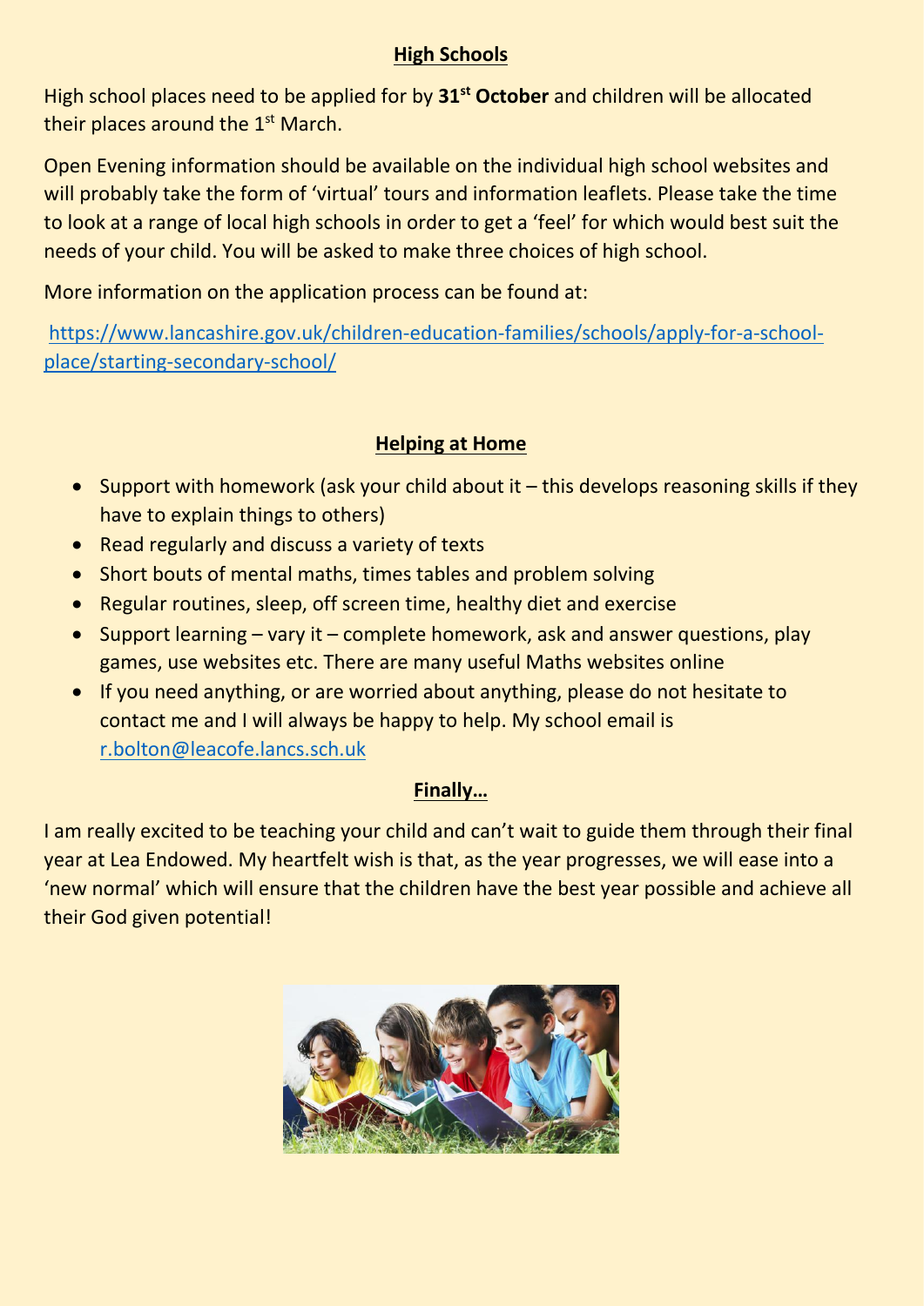## High Schools

High school places need to be applied for by **31st October** and children will be allocated their places around the 1st March.

Open Evening information should be available on the individual high school websites and will probably take the form of 'virtual' tours and information leaflets. Please take the time to look at a range of local high schools in order to get a 'feel' for which would best suit the needs of your child. You will be asked to make three choices of high school.

More information on the application process can be found at:

https://www.lancashire.gov.uk/children-education-families/schools/apply-for-a-school-place/starting-secondary-school/

## Helping at Home

- Support with homework (ask your child about it – this develops reasoning skills if they have to explain things to others)
- Read regularly and discuss a variety of texts
- Short bouts of mental maths, times tables and problem solving
- Regular routines, sleep, off screen time, healthy diet and exercise
- Support learning – vary it – complete homework, ask and answer questions, play games, use websites etc. There are many useful Maths websites online
- If you need anything, or are worried about anything, please do not hesitate to contact me and I will always be happy to help. My school email is r.bolton@leacofe.lancs.sch.uk

## Finally…

I am really excited to be teaching your child and can't wait to guide them through their final year at Lea Endowed. My heartfelt wish is that, as the year progresses, we will ease into a 'new normal' which will ensure that the children have the best year possible and achieve all their God given potential!